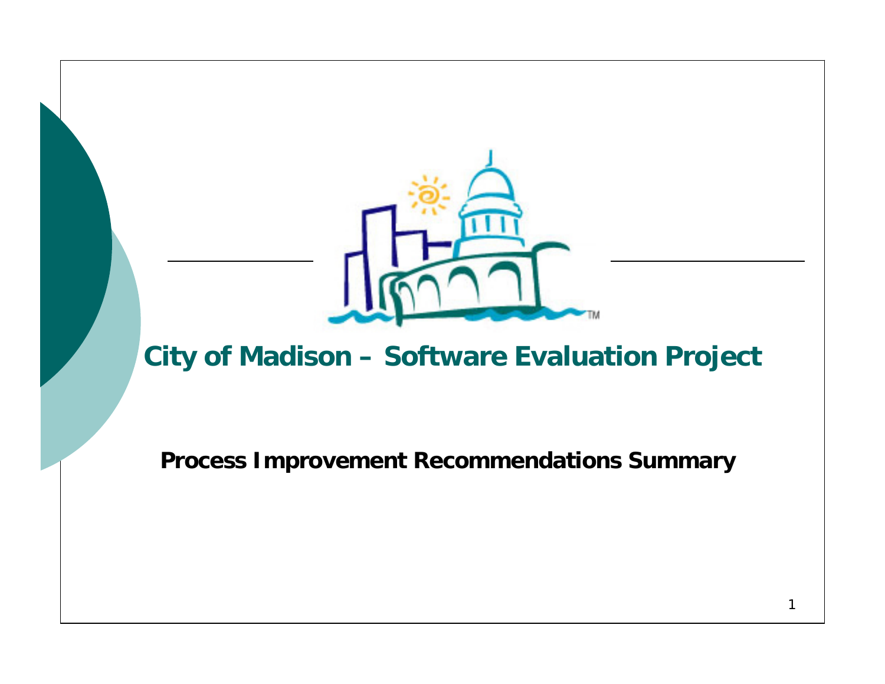# City of Madison – Software Evaluation Project

**Process Improvement Recommendations Summary**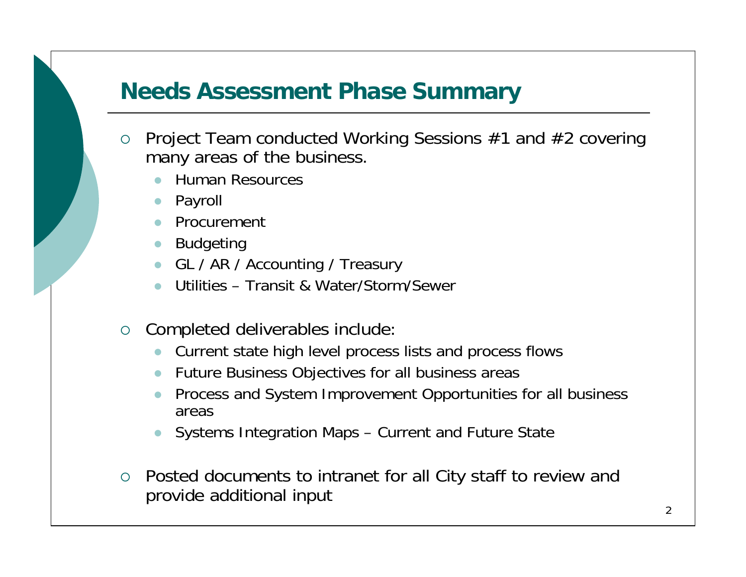## Needs Assessment Phase Summary

- Project Team conducted Working Sessions #1 and #2 covering many areas of the business.
  - Human Resources
  - Payroll
  - Procurement
  - Budgeting
  - GL / AR / Accounting / Treasury
  - Utilities – Transit & Water/Storm/Sewer
- Completed deliverables include:
  - Current state high level process lists and process flows
  - Future Business Objectives for all business areas
  - Process and System Improvement Opportunities for all business areas
  - Systems Integration Maps – Current and Future State
- Posted documents to intranet for all City staff to review and provide additional input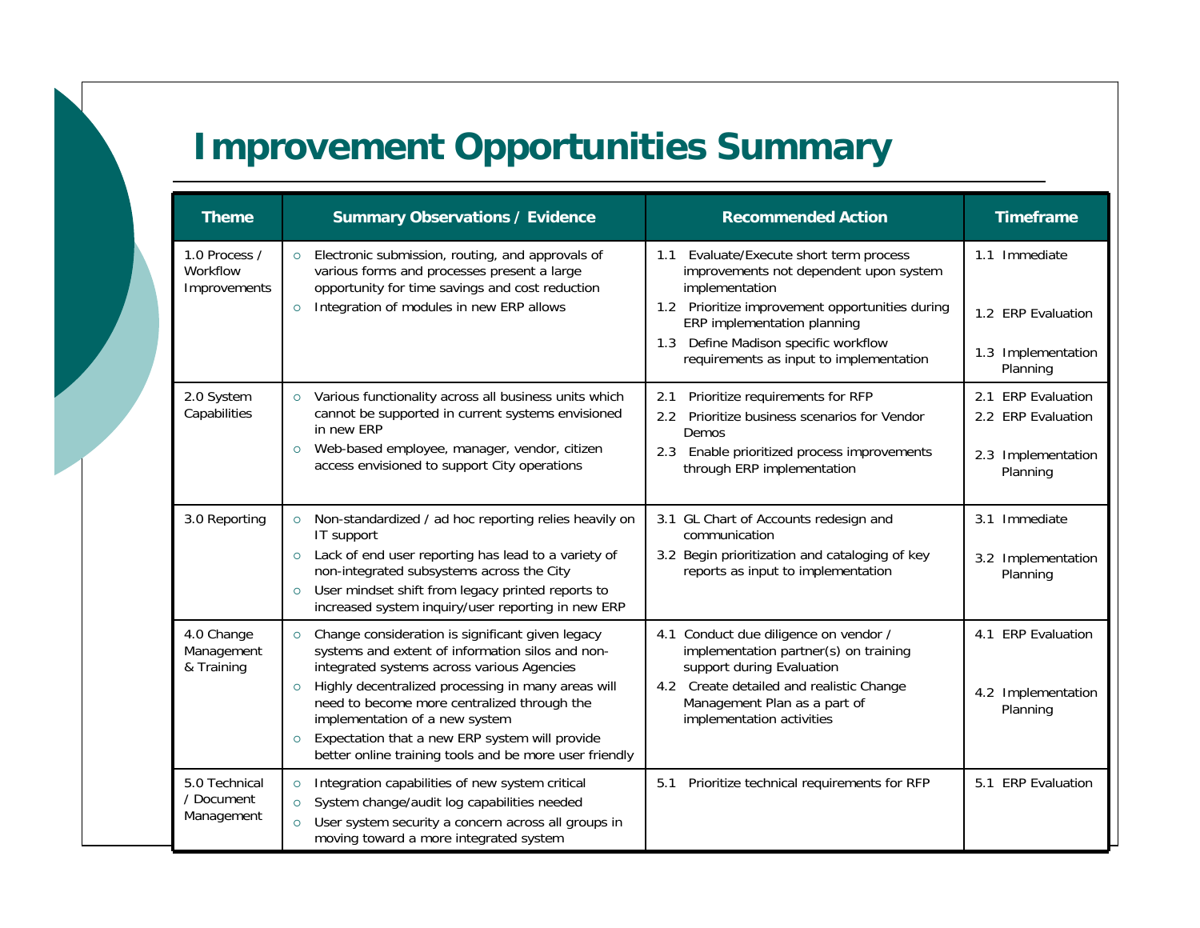# Improvement Opportunities Summary

| Theme | Summary Observations / Evidence | Recommended Action | Timeframe |
|---|---|---|---|
| 1.0 Process / Workflow Improvements | ○ Electronic submission, routing, and approvals of various forms and processes present a large opportunity for time savings and cost reduction<br>○ Integration of modules in new ERP allows | 1.1 Evaluate/Execute short term process improvements not dependent upon system implementation<br>1.2 Prioritize improvement opportunities during ERP implementation planning<br>1.3 Define Madison specific workflow requirements as input to implementation | 1.1 Immediate<br>1.2 ERP Evaluation<br>1.3 Implementation Planning |
| 2.0 System Capabilities | ○ Various functionality across all business units which cannot be supported in current systems envisioned in new ERP<br>○ Web-based employee, manager, vendor, citizen access envisioned to support City operations | 2.1 Prioritize requirements for RFP<br>2.2 Prioritize business scenarios for Vendor Demos<br>2.3 Enable prioritized process improvements through ERP implementation | 2.1 ERP Evaluation<br>2.2 ERP Evaluation<br>2.3 Implementation Planning |
| 3.0 Reporting | ○ Non-standardized / ad hoc reporting relies heavily on IT support<br>○ Lack of end user reporting has lead to a variety of non-integrated subsystems across the City<br>○ User mindset shift from legacy printed reports to increased system inquiry/user reporting in new ERP | 3.1 GL Chart of Accounts redesign and communication<br>3.2 Begin prioritization and cataloging of key reports as input to implementation | 3.1 Immediate<br>3.2 Implementation Planning |
| 4.0 Change Management & Training | ○ Change consideration is significant given legacy systems and extent of information silos and non-integrated systems across various Agencies<br>○ Highly decentralized processing in many areas will need to become more centralized through the implementation of a new system<br>○ Expectation that a new ERP system will provide better online training tools and be more user friendly | 4.1 Conduct due diligence on vendor / implementation partner(s) on training support during Evaluation<br>4.2 Create detailed and realistic Change Management Plan as a part of implementation activities | 4.1 ERP Evaluation<br>4.2 Implementation Planning |
| 5.0 Technical / Document Management | ○ Integration capabilities of new system critical<br>○ System change/audit log capabilities needed<br>○ User system security a concern across all groups in moving toward a more integrated system | 5.1 Prioritize technical requirements for RFP | 5.1 ERP Evaluation |